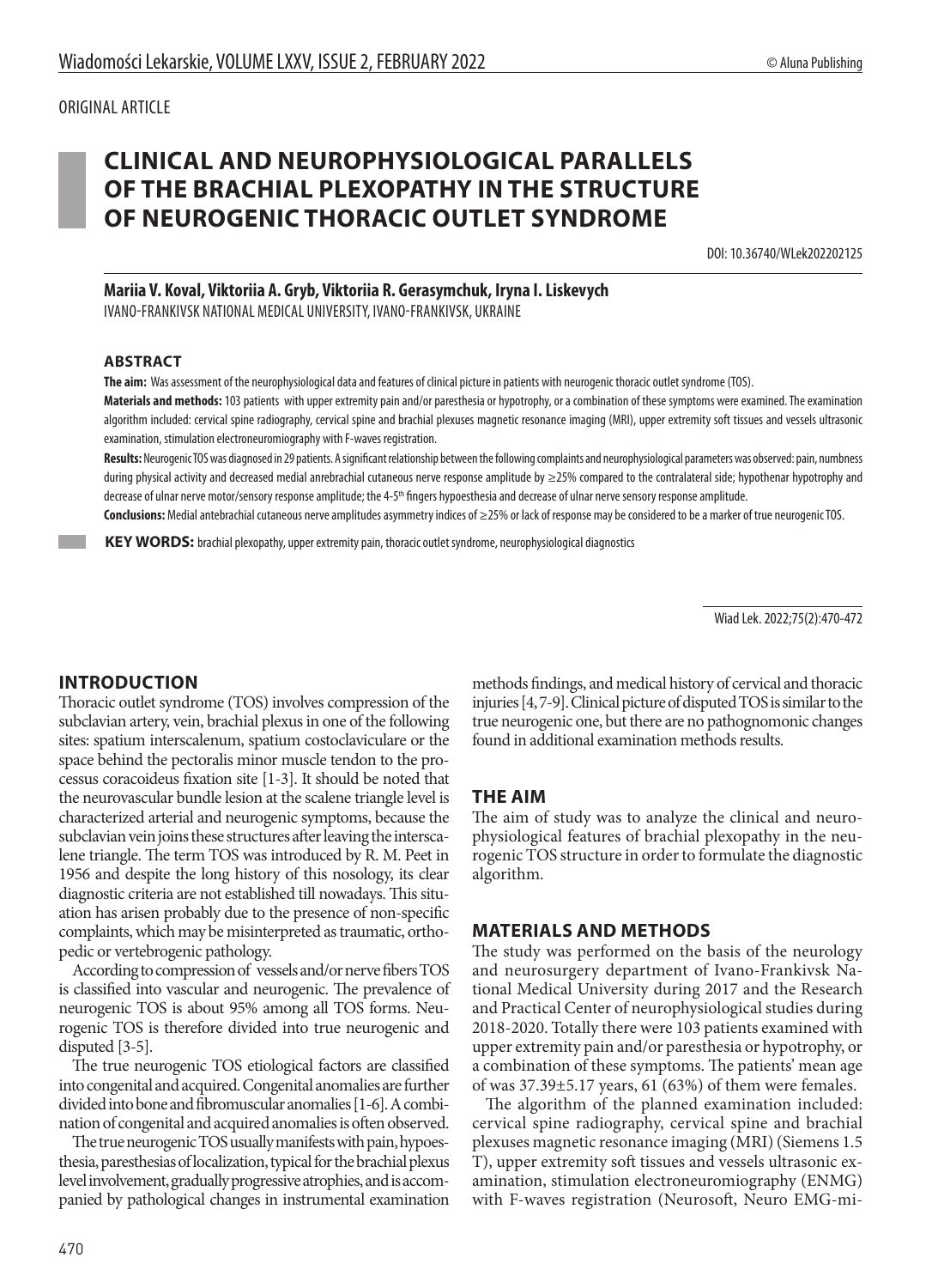ORIGINAL ARTICLE

# CLINICAL AND NEUROPHYSIOLOGICAL PARALLELS OF THE BRACHIAL PLEXOPATHY IN THE STRUCTURE OF NEUROGENIC THORACIC OUTLET SYNDROME

DOI: 10.36740/WLek202202125

**Mariia V. Koval, Viktoriia A. Gryb, Viktoriia R. Gerasymchuk, Iryna I. Liskevych**
IVANO-FRANKIVSK NATIONAL MEDICAL UNIVERSITY, IVANO-FRANKIVSK, UKRAINE

### ABSTRACT

**The aim:** Was assessment of the neurophysiological data and features of clinical picture in patients with neurogenic thoracic outlet syndrome (TOS).

**Materials and methods:** 103 patients with upper extremity pain and/or paresthesia or hypotrophy, or a combination of these symptoms were examined. The examination algorithm included: cervical spine radiography, cervical spine and brachial plexuses magnetic resonance imaging (MRI), upper extremity soft tissues and vessels ultrasonic examination, stimulation electroneuromiography with F-waves registration.

**Results:** Neurogenic TOS was diagnosed in 29 patients. A significant relationship between the following complaints and neurophysiological parameters was observed: pain, numbness during physical activity and decreased medial anrebrachial cutaneous nerve response amplitude by ≥25% compared to the contralateral side; hypothenar hypotrophy and decrease of ulnar nerve motor/sensory response amplitude; the 4-5[th] fingers hypoesthesia and decrease of ulnar nerve sensory response amplitude.

**Conclusions:** Medial antebrachial cutaneous nerve amplitudes asymmetry indices of ≥25% or lack of response may be considered to be a marker of true neurogenic TOS.

**KEY WORDS:** brachial plexopathy, upper extremity pain, thoracic outlet syndrome, neurophysiological diagnostics

Wiad Lek. 2022;75(2):470-472

## INTRODUCTION

Thoracic outlet syndrome (TOS) involves compression of the subclavian artery, vein, brachial plexus in one of the following sites: spatium interscalenum, spatium costoclaviculare or the space behind the pectoralis minor muscle tendon to the processus coracoideus fixation site [1-3]. It should be noted that the neurovascular bundle lesion at the scalene triangle level is characterized arterial and neurogenic symptoms, because the subclavian vein joins these structures after leaving the interscalene triangle. The term TOS was introduced by R. M. Peet in 1956 and despite the long history of this nosology, its clear diagnostic criteria are not established till nowadays. This situation has arisen probably due to the presence of non-specific complaints, which may be misinterpreted as traumatic, orthopedic or vertebrogenic pathology.

According to compression of vessels and/or nerve fibers TOS is classified into vascular and neurogenic. The prevalence of neurogenic TOS is about 95% among all TOS forms. Neurogenic TOS is therefore divided into true neurogenic and disputed [3-5].

The true neurogenic TOS etiological factors are classified into congenital and acquired. Congenital anomalies are further divided into bone and fibromuscular anomalies [1-6]. A combination of congenital and acquired anomalies is often observed.

The true neurogenic TOS usually manifests with pain, hypoesthesia, paresthesias of localization, typical for the brachial plexus level involvement, gradually progressive atrophies, and is accompanied by pathological changes in instrumental examination methods findings, and medical history of cervical and thoracic injuries [4, 7-9]. Clinical picture of disputed TOS is similar to the true neurogenic one, but there are no pathognomonic changes found in additional examination methods results.

## THE AIM

The aim of study was to analyze the clinical and neurophysiological features of brachial plexopathy in the neurogenic TOS structure in order to formulate the diagnostic algorithm.

## MATERIALS AND METHODS

The study was performed on the basis of the neurology and neurosurgery department of Ivano-Frankivsk National Medical University during 2017 and the Research and Practical Center of neurophysiological studies during 2018-2020. Totally there were 103 patients examined with upper extremity pain and/or paresthesia or hypotrophy, or a combination of these symptoms. The patients' mean age of was 37.39±5.17 years, 61 (63%) of them were females.

The algorithm of the planned examination included: cervical spine radiography, cervical spine and brachial plexuses magnetic resonance imaging (MRI) (Siemens 1.5 T), upper extremity soft tissues and vessels ultrasonic examination, stimulation electroneuromiography (ENMG) with F-waves registration (Neurosoft, Neuro EMG-mi-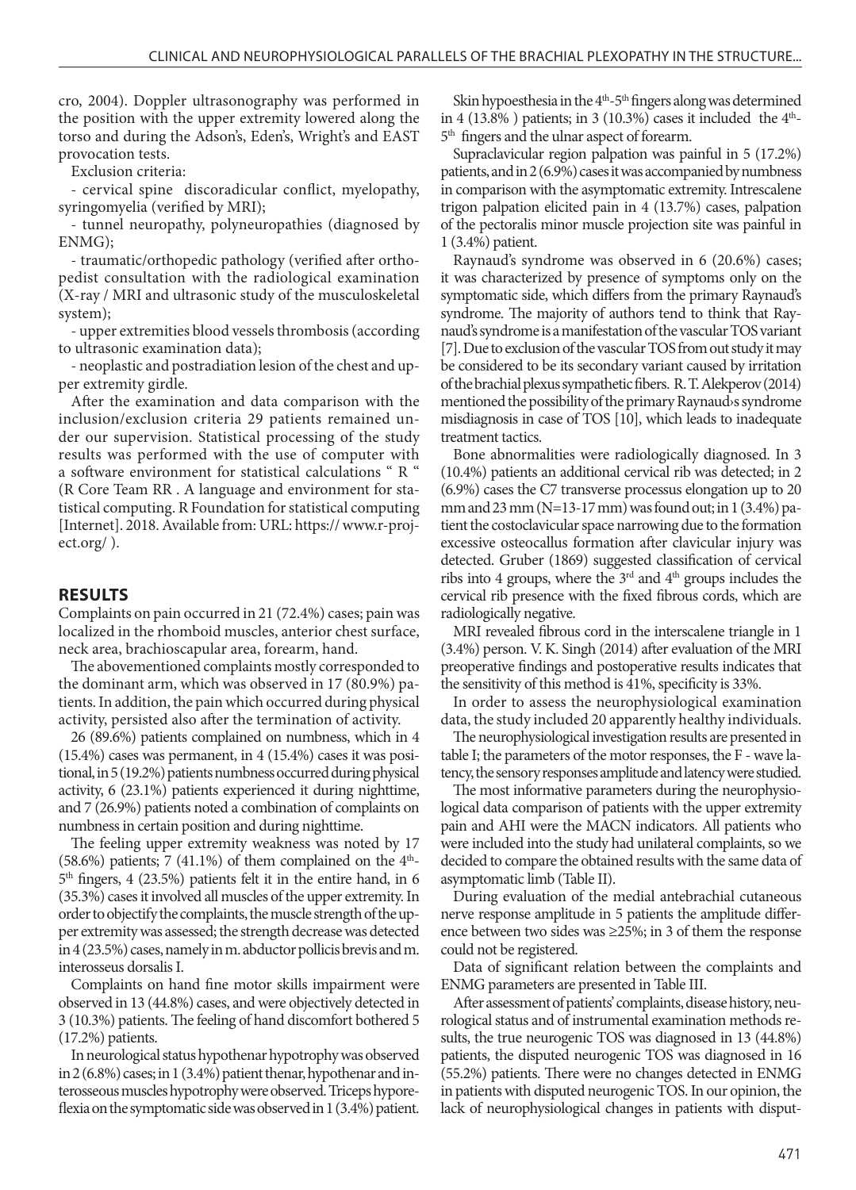cro, 2004). Doppler ultrasonography was performed in the position with the upper extremity lowered along the torso and during the Adson's, Eden's, Wright's and EAST provocation tests.

Exclusion criteria:

- cervical spine discoradicular conflict, myelopathy, syringomyelia (verified by MRI);
- tunnel neuropathy, polyneuropathies (diagnosed by ENMG);
- traumatic/orthopedic pathology (verified after orthopedist consultation with the radiological examination (X-ray / MRI and ultrasonic study of the musculoskeletal system);
- upper extremities blood vessels thrombosis (according to ultrasonic examination data);
- neoplastic and postradiation lesion of the chest and upper extremity girdle.

After the examination and data comparison with the inclusion/exclusion criteria 29 patients remained under our supervision. Statistical processing of the study results was performed with the use of computer with a software environment for statistical calculations " R " (R Core Team RR . A language and environment for statistical computing. R Foundation for statistical computing [Internet]. 2018. Available from: URL: https:// www.r-project.org/ ).

## RESULTS

Complaints on pain occurred in 21 (72.4%) cases; pain was localized in the rhomboid muscles, anterior chest surface, neck area, brachioscapular area, forearm, hand.

The abovementioned complaints mostly corresponded to the dominant arm, which was observed in 17 (80.9%) patients. In addition, the pain which occurred during physical activity, persisted also after the termination of activity.

26 (89.6%) patients complained on numbness, which in 4 (15.4%) cases was permanent, in 4 (15.4%) cases it was positional, in 5 (19.2%) patients numbness occurred during physical activity, 6 (23.1%) patients experienced it during nighttime, and 7 (26.9%) patients noted a combination of complaints on numbness in certain position and during nighttime.

The feeling upper extremity weakness was noted by 17 (58.6%) patients; 7 (41.1%) of them complained on the 4th-5th fingers, 4 (23.5%) patients felt it in the entire hand, in 6 (35.3%) cases it involved all muscles of the upper extremity. In order to objectify the complaints, the muscle strength of the upper extremity was assessed; the strength decrease was detected in 4 (23.5%) cases, namely in m. abductor pollicis brevis and m. interosseus dorsalis I.

Complaints on hand fine motor skills impairment were observed in 13 (44.8%) cases, and were objectively detected in 3 (10.3%) patients. The feeling of hand discomfort bothered 5 (17.2%) patients.

In neurological status hypothenar hypotrophy was observed in 2 (6.8%) cases; in 1 (3.4%) patient thenar, hypothenar and interosseous muscles hypotrophy were observed. Triceps hyporeflexia on the symptomatic side was observed in 1 (3.4%) patient.

Skin hypoesthesia in the 4th-5th fingers along was determined in 4 (13.8% ) patients; in 3 (10.3%) cases it included the 4th-5th fingers and the ulnar aspect of forearm.

Supraclavicular region palpation was painful in 5 (17.2%) patients, and in 2 (6.9%) cases it was accompanied by numbness in comparison with the asymptomatic extremity. Intrescalene trigon palpation elicited pain in 4 (13.7%) cases, palpation of the pectoralis minor muscle projection site was painful in 1 (3.4%) patient.

Raynaud's syndrome was observed in 6 (20.6%) cases; it was characterized by presence of symptoms only on the symptomatic side, which differs from the primary Raynaud's syndrome. The majority of authors tend to think that Raynaud's syndrome is a manifestation of the vascular TOS variant [7]. Due to exclusion of the vascular TOS from out study it may be considered to be its secondary variant caused by irritation of the brachial plexus sympathetic fibers. R. T. Alekperov (2014) mentioned the possibility of the primary Raynaud›s syndrome misdiagnosis in case of TOS [10], which leads to inadequate treatment tactics.

Bone abnormalities were radiologically diagnosed. In 3 (10.4%) patients an additional cervical rib was detected; in 2 (6.9%) cases the C7 transverse processus elongation up to 20 mm and 23 mm (N=13-17 mm) was found out; in 1 (3.4%) patient the costoclavicular space narrowing due to the formation excessive osteocallus formation after clavicular injury was detected. Gruber (1869) suggested classification of cervical ribs into 4 groups, where the 3rd and 4th groups includes the cervical rib presence with the fixed fibrous cords, which are radiologically negative.

MRI revealed fibrous cord in the interscalene triangle in 1 (3.4%) person. V. K. Singh (2014) after evaluation of the MRI preoperative findings and postoperative results indicates that the sensitivity of this method is 41%, specificity is 33%.

In order to assess the neurophysiological examination data, the study included 20 apparently healthy individuals.

The neurophysiological investigation results are presented in table I; the parameters of the motor responses, the F - wave latency, the sensory responses amplitude and latency were studied.

The most informative parameters during the neurophysiological data comparison of patients with the upper extremity pain and AHI were the MACN indicators. All patients who were included into the study had unilateral complaints, so we decided to compare the obtained results with the same data of asymptomatic limb (Table II).

During evaluation of the medial antebrachial cutaneous nerve response amplitude in 5 patients the amplitude difference between two sides was ≥25%; in 3 of them the response could not be registered.

Data of significant relation between the complaints and ENMG parameters are presented in Table III.

After assessment of patients' complaints, disease history, neurological status and of instrumental examination methods results, the true neurogenic TOS was diagnosed in 13 (44.8%) patients, the disputed neurogenic TOS was diagnosed in 16 (55.2%) patients. There were no changes detected in ENMG in patients with disputed neurogenic TOS. In our opinion, the lack of neurophysiological changes in patients with disput-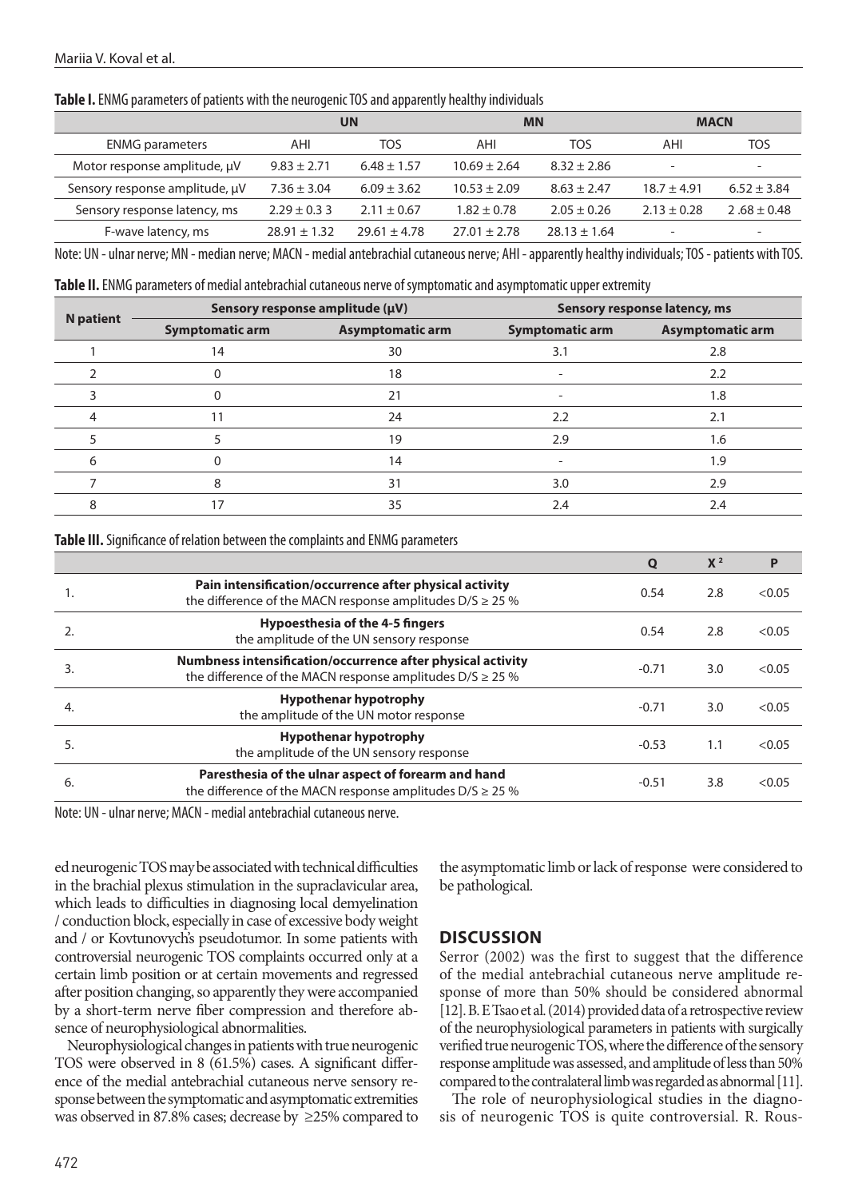**Table I.** ENMG parameters of patients with the neurogenic TOS and apparently healthy individuals

| | UN | | MN | | MACN | |
|---|---|---|---|---|---|---|
| ENMG parameters | AHI | TOS | AHI | TOS | AHI | TOS |
| Motor response amplitude, μV | 9.83 ± 2.71 | 6.48 ± 1.57 | 10.69 ± 2.64 | 8.32 ± 2.86 | - | - |
| Sensory response amplitude, μV | 7.36 ± 3.04 | 6.09 ± 3.62 | 10.53 ± 2.09 | 8.63 ± 2.47 | 18.7 ± 4.91 | 6.52 ± 3.84 |
| Sensory response latency, ms | 2.29 ± 0.3 3 | 2.11 ± 0.67 | 1.82 ± 0.78 | 2.05 ± 0.26 | 2.13 ± 0.28 | 2 .68 ± 0.48 |
| F-wave latency, ms | 28.91 ± 1.32 | 29.61 ± 4.78 | 27.01 ± 2.78 | 28.13 ± 1.64 | - | - |

Note: UN - ulnar nerve; MN - median nerve; MACN - medial antebrachial cutaneous nerve; AHI - apparently healthy individuals; TOS - patients with TOS.

**Table II.** ENMG parameters of medial antebrachial cutaneous nerve of symptomatic and asymptomatic upper extremity

| N patient | Sensory response amplitude (μV) | | Sensory response latency, ms | |
|---|---|---|---|---|
| | Symptomatic arm | Asymptomatic arm | Symptomatic arm | Asymptomatic arm |
| 1 | 14 | 30 | 3.1 | 2.8 |
| 2 | 0 | 18 | - | 2.2 |
| 3 | 0 | 21 | - | 1.8 |
| 4 | 11 | 24 | 2.2 | 2.1 |
| 5 | 5 | 19 | 2.9 | 1.6 |
| 6 | 0 | 14 | - | 1.9 |
| 7 | 8 | 31 | 3.0 | 2.9 |
| 8 | 17 | 35 | 2.4 | 2.4 |

**Table III.** Significance of relation between the complaints and ENMG parameters

| | | Q | $X^2$ | P |
|---|---|---|---|---|
| 1. | **Pain intensification/occurrence after physical activity** the difference of the MACN response amplitudes D/S ≥ 25 % | 0.54 | 2.8 | <0.05 |
| 2. | **Hypoesthesia of the 4-5 fingers** the amplitude of the UN sensory response | 0.54 | 2.8 | <0.05 |
| 3. | **Numbness intensification/occurrence after physical activity** the difference of the MACN response amplitudes D/S ≥ 25 % | -0.71 | 3.0 | <0.05 |
| 4. | **Hypothenar hypotrophy** the amplitude of the UN motor response | -0.71 | 3.0 | <0.05 |
| 5. | **Hypothenar hypotrophy** the amplitude of the UN sensory response | -0.53 | 1.1 | <0.05 |
| 6. | **Paresthesia of the ulnar aspect of forearm and hand** the difference of the MACN response amplitudes D/S ≥ 25 % | -0.51 | 3.8 | <0.05 |

Note: UN - ulnar nerve; MACN - medial antebrachial cutaneous nerve.

ed neurogenic TOS may be associated with technical difficulties in the brachial plexus stimulation in the supraclavicular area, which leads to difficulties in diagnosing local demyelination / conduction block, especially in case of excessive body weight and / or Kovtunovych's pseudotumor. In some patients with controversial neurogenic TOS complaints occurred only at a certain limb position or at certain movements and regressed after position changing, so apparently they were accompanied by a short-term nerve fiber compression and therefore absence of neurophysiological abnormalities.

Neurophysiological changes in patients with true neurogenic TOS were observed in 8 (61.5%) cases. A significant difference of the medial antebrachial cutaneous nerve sensory response between the symptomatic and asymptomatic extremities was observed in 87.8% cases; decrease by ≥25% compared to the asymptomatic limb or lack of response were considered to be pathological.

## DISCUSSION

Serror (2002) was the first to suggest that the difference of the medial antebrachial cutaneous nerve amplitude response of more than 50% should be considered abnormal [12]. B. E Tsao et al. (2014) provided data of a retrospective review of the neurophysiological parameters in patients with surgically verified true neurogenic TOS, where the difference of the sensory response amplitude was assessed, and amplitude of less than 50% compared to the contralateral limb was regarded as abnormal [11].

The role of neurophysiological studies in the diagnosis of neurogenic TOS is quite controversial. R. Rous-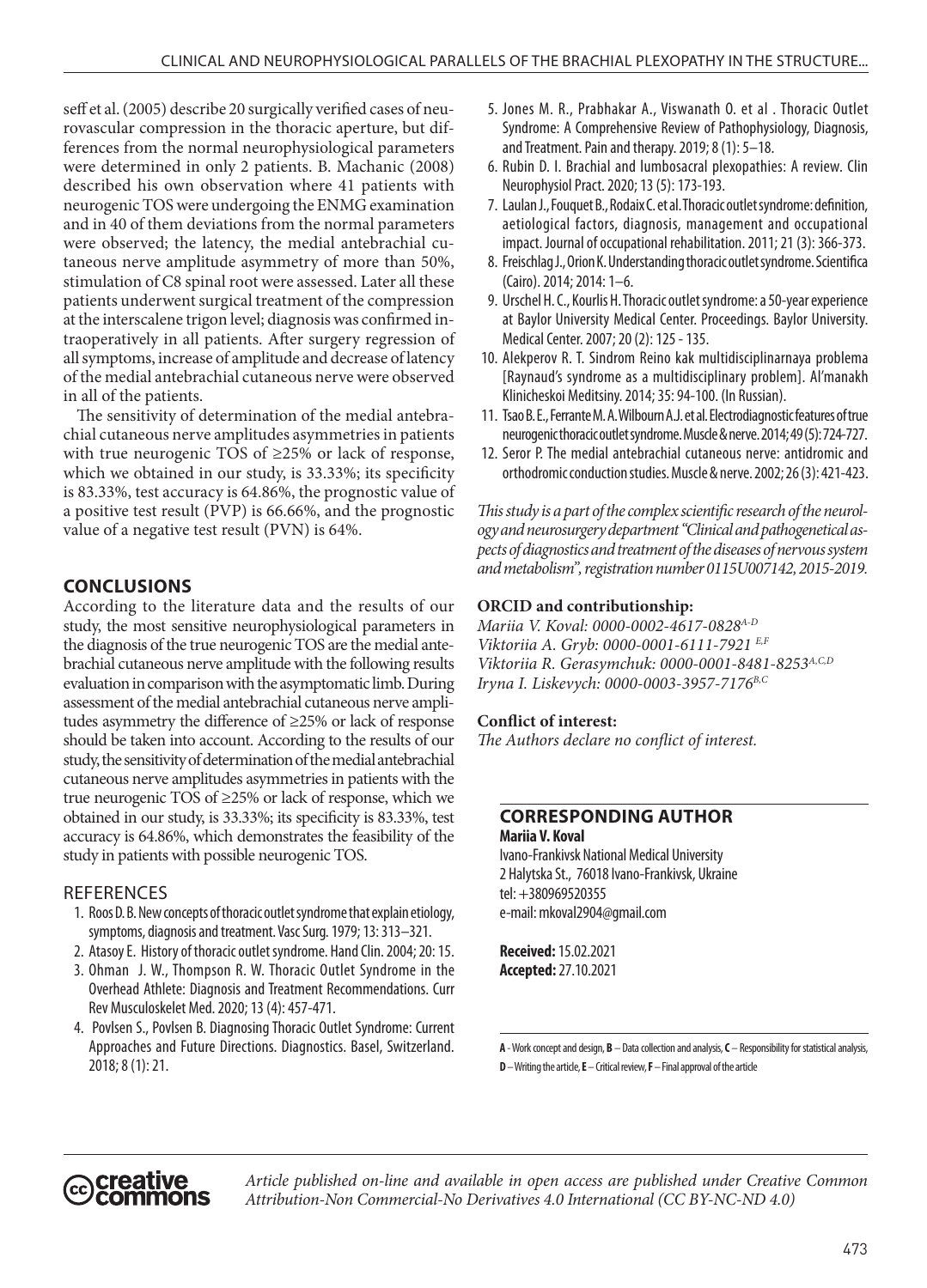seff et al. (2005) describe 20 surgically verified cases of neurovascular compression in the thoracic aperture, but differences from the normal neurophysiological parameters were determined in only 2 patients. B. Machanic (2008) described his own observation where 41 patients with neurogenic TOS were undergoing the ENMG examination and in 40 of them deviations from the normal parameters were observed; the latency, the medial antebrachial cutaneous nerve amplitude asymmetry of more than 50%, stimulation of C8 spinal root were assessed. Later all these patients underwent surgical treatment of the compression at the interscalene trigon level; diagnosis was confirmed intraoperatively in all patients. After surgery regression of all symptoms, increase of amplitude and decrease of latency of the medial antebrachial cutaneous nerve were observed in all of the patients.

The sensitivity of determination of the medial antebrachial cutaneous nerve amplitudes asymmetries in patients with true neurogenic TOS of ≥25% or lack of response, which we obtained in our study, is 33.33%; its specificity is 83.33%, test accuracy is 64.86%, the prognostic value of a positive test result (PVP) is 66.66%, and the prognostic value of a negative test result (PVN) is 64%.

## CONCLUSIONS

According to the literature data and the results of our study, the most sensitive neurophysiological parameters in the diagnosis of the true neurogenic TOS are the medial antebrachial cutaneous nerve amplitude with the following results evaluation in comparison with the asymptomatic limb. During assessment of the medial antebrachial cutaneous nerve amplitudes asymmetry the difference of ≥25% or lack of response should be taken into account. According to the results of our study, the sensitivity of determination of the medial antebrachial cutaneous nerve amplitudes asymmetries in patients with the true neurogenic TOS of ≥25% or lack of response, which we obtained in our study, is 33.33%; its specificity is 83.33%, test accuracy is 64.86%, which demonstrates the feasibility of the study in patients with possible neurogenic TOS.

## REFERENCES

1. Roos D. B. New concepts of thoracic outlet syndrome that explain etiology, symptoms, diagnosis and treatment. Vasc Surg. 1979; 13: 313–321.
2. Atasoy E. History of thoracic outlet syndrome. Hand Clin. 2004; 20: 15.
3. Ohman J. W., Thompson R. W. Thoracic Outlet Syndrome in the Overhead Athlete: Diagnosis and Treatment Recommendations. Curr Rev Musculoskelet Med. 2020; 13 (4): 457-471.
4. Povlsen S., Povlsen B. Diagnosing Thoracic Outlet Syndrome: Current Approaches and Future Directions. Diagnostics. Basel, Switzerland. 2018; 8 (1): 21.
5. Jones M. R., Prabhakar A., Viswanath O. et al . Thoracic Outlet Syndrome: A Comprehensive Review of Pathophysiology, Diagnosis, and Treatment. Pain and therapy. 2019; 8 (1): 5–18.
6. Rubin D. I. Brachial and lumbosacral plexopathies: A review. Clin Neurophysiol Pract. 2020; 13 (5): 173-193.
7. Laulan J., Fouquet B., Rodaix C. et al. Thoracic outlet syndrome: definition, aetiological factors, diagnosis, management and occupational impact. Journal of occupational rehabilitation. 2011; 21 (3): 366-373.
8. Freischlag J., Orion K. Understanding thoracic outlet syndrome. Scientifica (Cairo). 2014; 2014: 1–6.
9. Urschel H. C., Kourlis H. Thoracic outlet syndrome: a 50-year experience at Baylor University Medical Center. Proceedings. Baylor University. Medical Center. 2007; 20 (2): 125 - 135.
10. Alekperov R. T. Sindrom Reino kak multidisciplinarnaya problema [Raynaud's syndrome as a multidisciplinary problem]. Al'manakh Klinicheskoi Meditsiny. 2014; 35: 94-100. (In Russian).
11. Tsao B. E., Ferrante M. A. Wilbourn A.J. et al. Electrodiagnostic features of true neurogenic thoracic outlet syndrome. Muscle & nerve. 2014; 49 (5): 724-727.
12. Seror P. The medial antebrachial cutaneous nerve: antidromic and orthodromic conduction studies. Muscle & nerve. 2002; 26 (3): 421-423.

*This study is a part of the complex scientific research of the neurology and neurosurgery department "Clinical and pathogenetical aspects of diagnostics and treatment of the diseases of nervous system and metabolism", registration number 0115U007142, 2015-2019.*

**ORCID and contributionship:**

*Mariia V. Koval: 0000-0002-4617-0828[A-D]*
*Viktoriia A. Gryb: 0000-0001-6111-7921 [E,F]*
*Viktoriia R. Gerasymchuk: 0000-0001-8481-8253[A,C,D]*
*Iryna I. Liskevych: 0000-0003-3957-7176[B,C]*

**Conflict of interest:**

*The Authors declare no conflict of interest.*

### CORRESPONDING AUTHOR

**Mariia V. Koval**
Ivano-Frankivsk National Medical University
2 Halytska St., 76018 Ivano-Frankivsk, Ukraine
tel: +380969520355
e-mail: mkoval2904@gmail.com

**Received:** 15.02.2021
**Accepted:** 27.10.2021

**A** - Work concept and design, **B** – Data collection and analysis, **C** – Responsibility for statistical analysis, **D** – Writing the article, **E** – Critical review, **F** – Final approval of the article

*Article published on-line and available in open access are published under Creative Common Attribution-Non Commercial-No Derivatives 4.0 International (CC BY-NC-ND 4.0)*